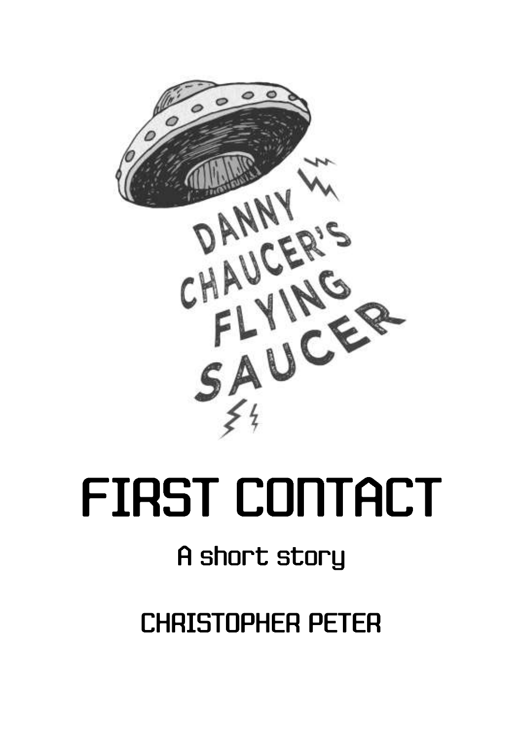DANNY CHAUCER'S FLYING SAUCER

# FIRST CONTACT

## A short story

## CHRISTOPHER PETER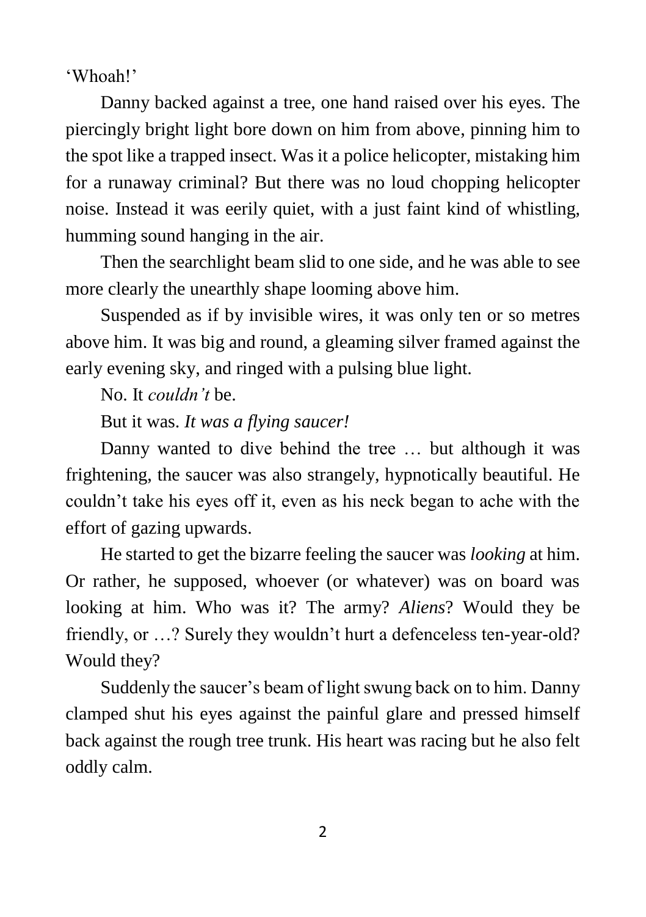'Whoah!'

Danny backed against a tree, one hand raised over his eyes. The piercingly bright light bore down on him from above, pinning him to the spot like a trapped insect. Was it a police helicopter, mistaking him for a runaway criminal? But there was no loud chopping helicopter noise. Instead it was eerily quiet, with a just faint kind of whistling, humming sound hanging in the air.

Then the searchlight beam slid to one side, and he was able to see more clearly the unearthly shape looming above him.

Suspended as if by invisible wires, it was only ten or so metres above him. It was big and round, a gleaming silver framed against the early evening sky, and ringed with a pulsing blue light.

No. It *couldn't* be.

But it was. *It was a flying saucer!*

Danny wanted to dive behind the tree … but although it was frightening, the saucer was also strangely, hypnotically beautiful. He couldn't take his eyes off it, even as his neck began to ache with the effort of gazing upwards.

He started to get the bizarre feeling the saucer was *looking* at him. Or rather, he supposed, whoever (or whatever) was on board was looking at him. Who was it? The army? *Aliens*? Would they be friendly, or …? Surely they wouldn't hurt a defenceless ten-year-old? Would they?

Suddenly the saucer's beam of light swung back on to him. Danny clamped shut his eyes against the painful glare and pressed himself back against the rough tree trunk. His heart was racing but he also felt oddly calm.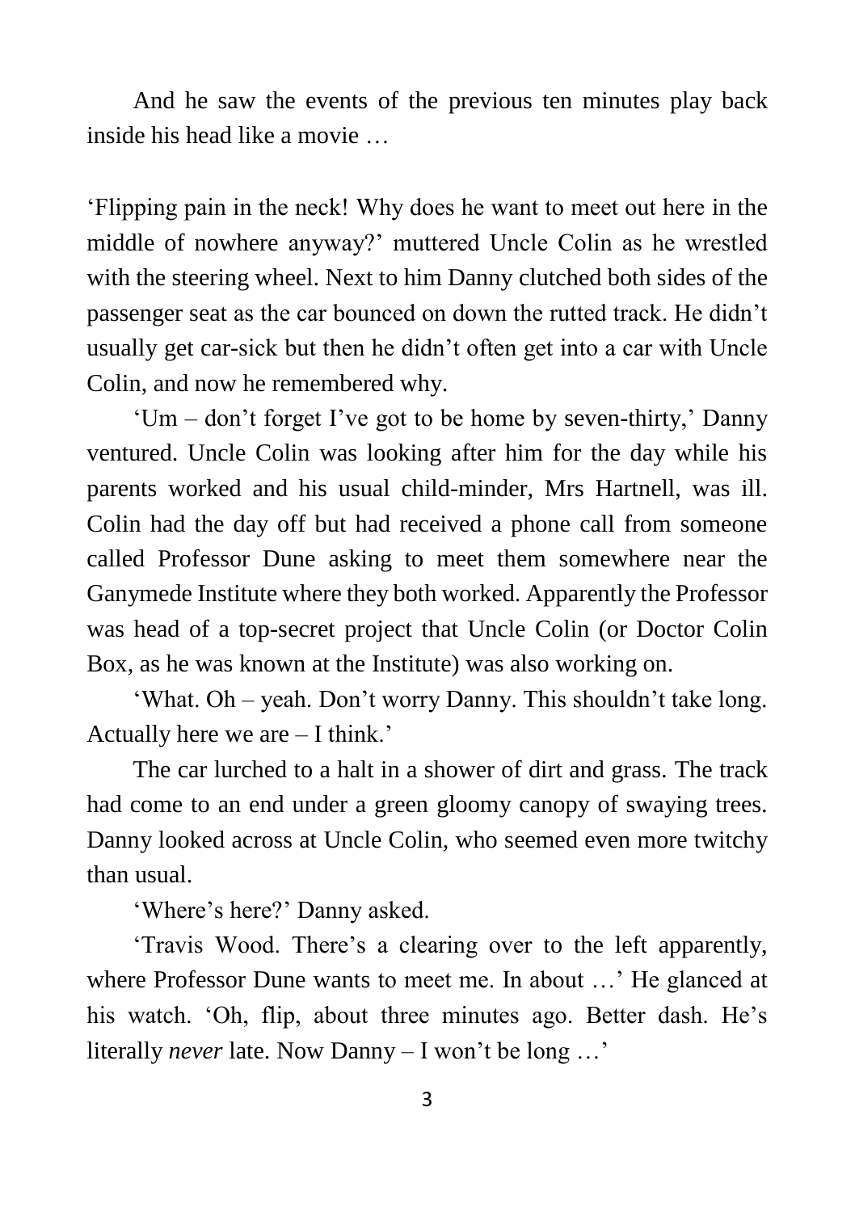And he saw the events of the previous ten minutes play back inside his head like a movie …

'Flipping pain in the neck! Why does he want to meet out here in the middle of nowhere anyway?' muttered Uncle Colin as he wrestled with the steering wheel. Next to him Danny clutched both sides of the passenger seat as the car bounced on down the rutted track. He didn't usually get car-sick but then he didn't often get into a car with Uncle Colin, and now he remembered why.

'Um – don't forget I've got to be home by seven-thirty,' Danny ventured. Uncle Colin was looking after him for the day while his parents worked and his usual child-minder, Mrs Hartnell, was ill. Colin had the day off but had received a phone call from someone called Professor Dune asking to meet them somewhere near the Ganymede Institute where they both worked. Apparently the Professor was head of a top-secret project that Uncle Colin (or Doctor Colin Box, as he was known at the Institute) was also working on.

'What. Oh – yeah. Don't worry Danny. This shouldn't take long. Actually here we are – I think.'

The car lurched to a halt in a shower of dirt and grass. The track had come to an end under a green gloomy canopy of swaying trees. Danny looked across at Uncle Colin, who seemed even more twitchy than usual.

'Where's here?' Danny asked.

'Travis Wood. There's a clearing over to the left apparently, where Professor Dune wants to meet me. In about …' He glanced at his watch. 'Oh, flip, about three minutes ago. Better dash. He's literally *never* late. Now Danny – I won't be long …'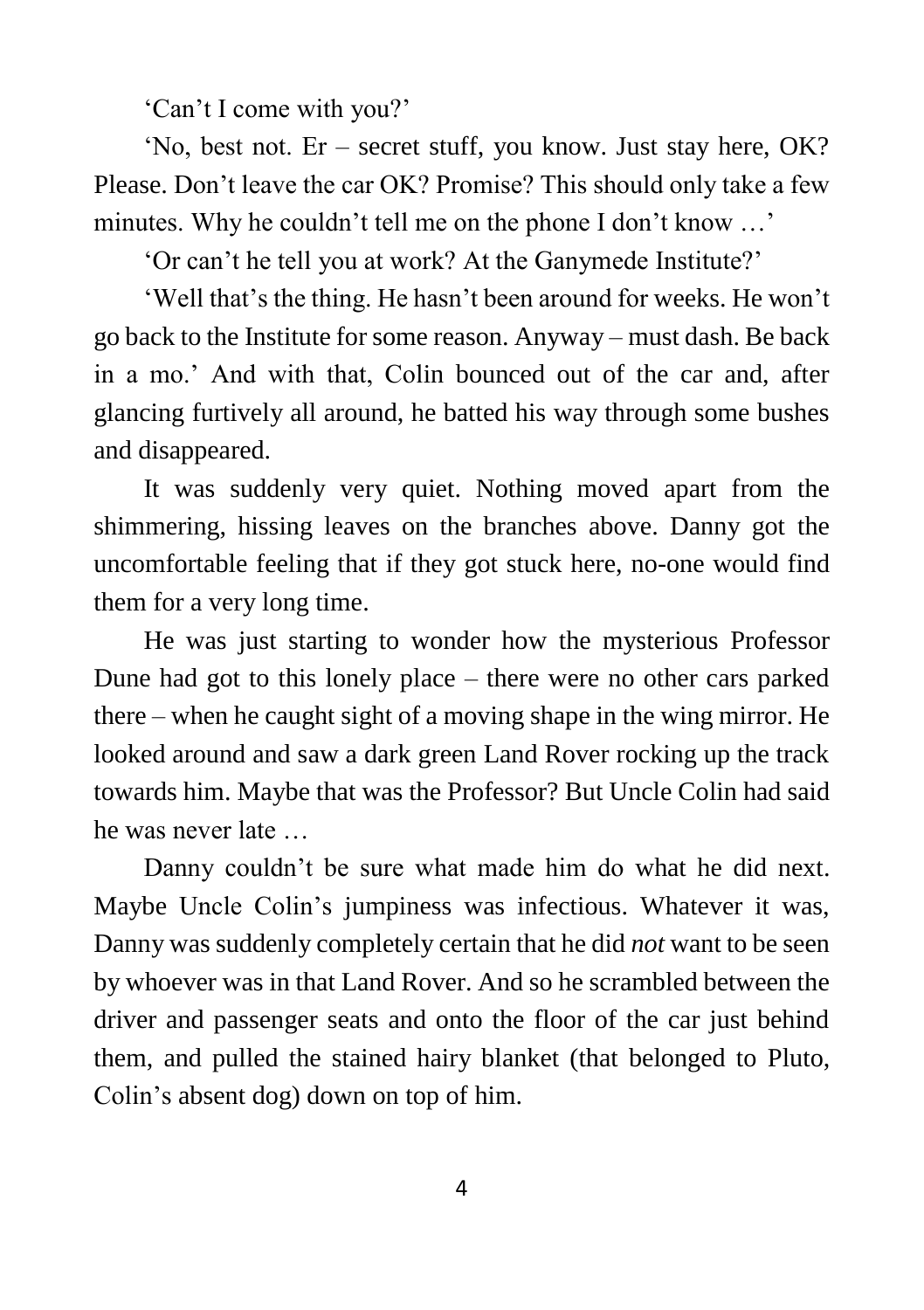'Can't I come with you?'

'No, best not. Er – secret stuff, you know. Just stay here, OK? Please. Don't leave the car OK? Promise? This should only take a few minutes. Why he couldn't tell me on the phone I don't know …'

'Or can't he tell you at work? At the Ganymede Institute?'

'Well that's the thing. He hasn't been around for weeks. He won't go back to the Institute for some reason. Anyway – must dash. Be back in a mo.' And with that, Colin bounced out of the car and, after glancing furtively all around, he batted his way through some bushes and disappeared.

It was suddenly very quiet. Nothing moved apart from the shimmering, hissing leaves on the branches above. Danny got the uncomfortable feeling that if they got stuck here, no-one would find them for a very long time.

He was just starting to wonder how the mysterious Professor Dune had got to this lonely place – there were no other cars parked there – when he caught sight of a moving shape in the wing mirror. He looked around and saw a dark green Land Rover rocking up the track towards him. Maybe that was the Professor? But Uncle Colin had said he was never late …

Danny couldn't be sure what made him do what he did next. Maybe Uncle Colin's jumpiness was infectious. Whatever it was, Danny was suddenly completely certain that he did *not* want to be seen by whoever was in that Land Rover. And so he scrambled between the driver and passenger seats and onto the floor of the car just behind them, and pulled the stained hairy blanket (that belonged to Pluto, Colin's absent dog) down on top of him.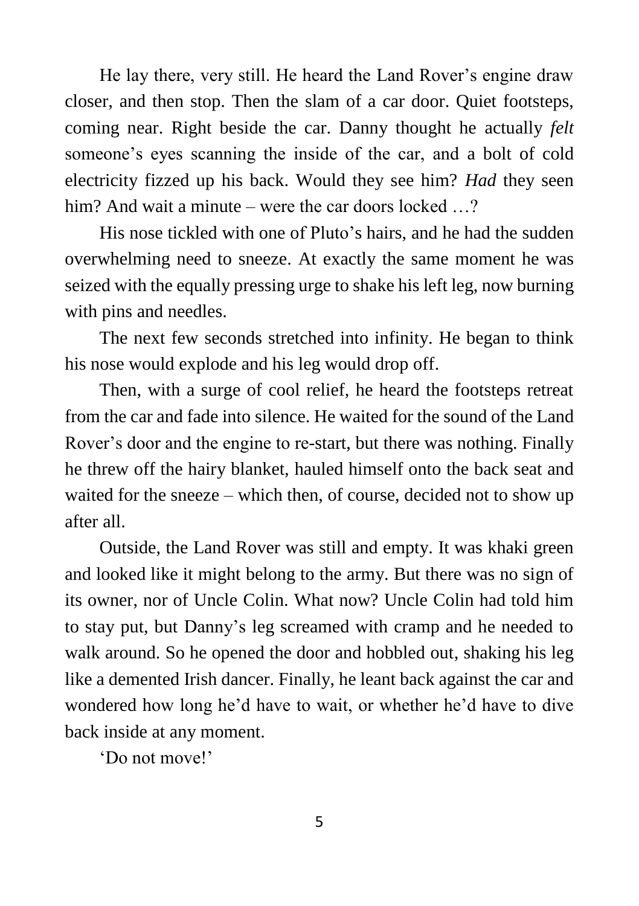He lay there, very still. He heard the Land Rover's engine draw closer, and then stop. Then the slam of a car door. Quiet footsteps, coming near. Right beside the car. Danny thought he actually *felt* someone's eyes scanning the inside of the car, and a bolt of cold electricity fizzed up his back. Would they see him? *Had* they seen him? And wait a minute – were the car doors locked …?

His nose tickled with one of Pluto's hairs, and he had the sudden overwhelming need to sneeze. At exactly the same moment he was seized with the equally pressing urge to shake his left leg, now burning with pins and needles.

The next few seconds stretched into infinity. He began to think his nose would explode and his leg would drop off.

Then, with a surge of cool relief, he heard the footsteps retreat from the car and fade into silence. He waited for the sound of the Land Rover's door and the engine to re-start, but there was nothing. Finally he threw off the hairy blanket, hauled himself onto the back seat and waited for the sneeze – which then, of course, decided not to show up after all.

Outside, the Land Rover was still and empty. It was khaki green and looked like it might belong to the army. But there was no sign of its owner, nor of Uncle Colin. What now? Uncle Colin had told him to stay put, but Danny's leg screamed with cramp and he needed to walk around. So he opened the door and hobbled out, shaking his leg like a demented Irish dancer. Finally, he leant back against the car and wondered how long he'd have to wait, or whether he'd have to dive back inside at any moment.

'Do not move!'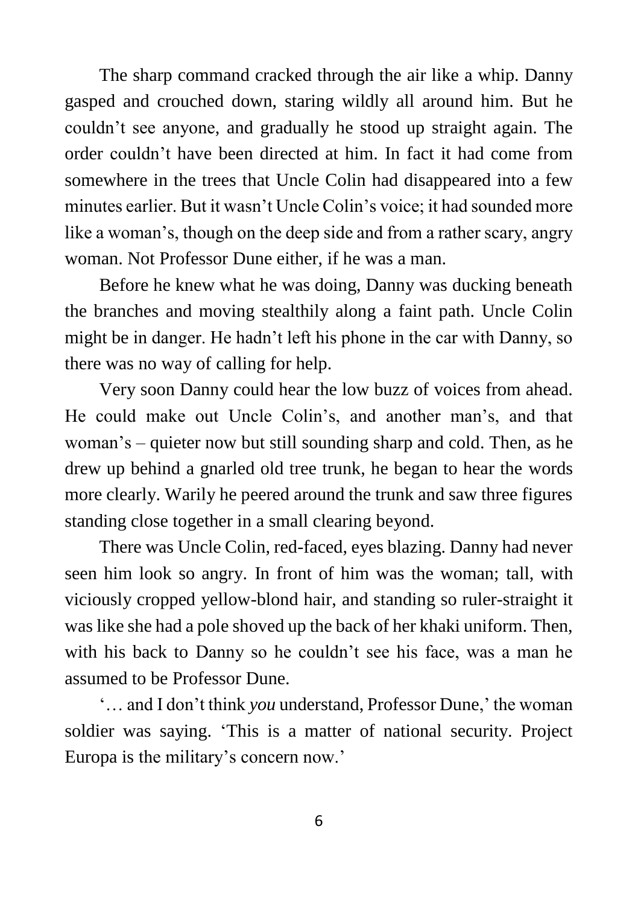The sharp command cracked through the air like a whip. Danny gasped and crouched down, staring wildly all around him. But he couldn't see anyone, and gradually he stood up straight again. The order couldn't have been directed at him. In fact it had come from somewhere in the trees that Uncle Colin had disappeared into a few minutes earlier. But it wasn't Uncle Colin's voice; it had sounded more like a woman's, though on the deep side and from a rather scary, angry woman. Not Professor Dune either, if he was a man.

Before he knew what he was doing, Danny was ducking beneath the branches and moving stealthily along a faint path. Uncle Colin might be in danger. He hadn't left his phone in the car with Danny, so there was no way of calling for help.

Very soon Danny could hear the low buzz of voices from ahead. He could make out Uncle Colin's, and another man's, and that woman's – quieter now but still sounding sharp and cold. Then, as he drew up behind a gnarled old tree trunk, he began to hear the words more clearly. Warily he peered around the trunk and saw three figures standing close together in a small clearing beyond.

There was Uncle Colin, red-faced, eyes blazing. Danny had never seen him look so angry. In front of him was the woman; tall, with viciously cropped yellow-blond hair, and standing so ruler-straight it was like she had a pole shoved up the back of her khaki uniform. Then, with his back to Danny so he couldn't see his face, was a man he assumed to be Professor Dune.

'… and I don't think *you* understand, Professor Dune,' the woman soldier was saying. 'This is a matter of national security. Project Europa is the military's concern now.'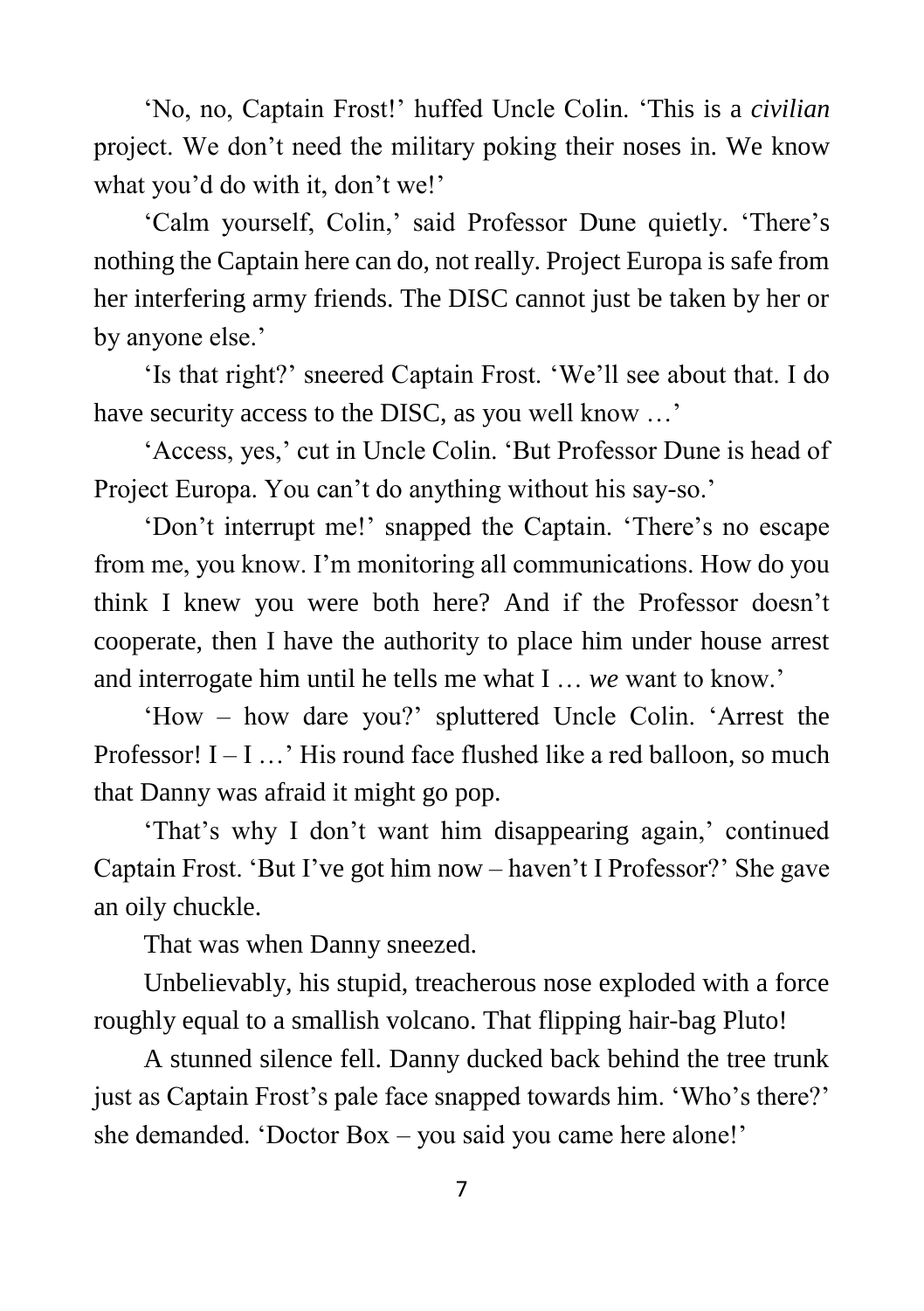'No, no, Captain Frost!' huffed Uncle Colin. 'This is a *civilian* project. We don't need the military poking their noses in. We know what you'd do with it, don't we!'

'Calm yourself, Colin,' said Professor Dune quietly. 'There's nothing the Captain here can do, not really. Project Europa is safe from her interfering army friends. The DISC cannot just be taken by her or by anyone else.'

'Is that right?' sneered Captain Frost. 'We'll see about that. I do have security access to the DISC, as you well know …'

'Access, yes,' cut in Uncle Colin. 'But Professor Dune is head of Project Europa. You can't do anything without his say-so.'

'Don't interrupt me!' snapped the Captain. 'There's no escape from me, you know. I'm monitoring all communications. How do you think I knew you were both here? And if the Professor doesn't cooperate, then I have the authority to place him under house arrest and interrogate him until he tells me what I … *we* want to know.'

'How – how dare you?' spluttered Uncle Colin. 'Arrest the Professor! I – I …' His round face flushed like a red balloon, so much that Danny was afraid it might go pop.

'That's why I don't want him disappearing again,' continued Captain Frost. 'But I've got him now – haven't I Professor?' She gave an oily chuckle.

That was when Danny sneezed.

Unbelievably, his stupid, treacherous nose exploded with a force roughly equal to a smallish volcano. That flipping hair-bag Pluto!

A stunned silence fell. Danny ducked back behind the tree trunk just as Captain Frost's pale face snapped towards him. 'Who's there?' she demanded. 'Doctor Box – you said you came here alone!'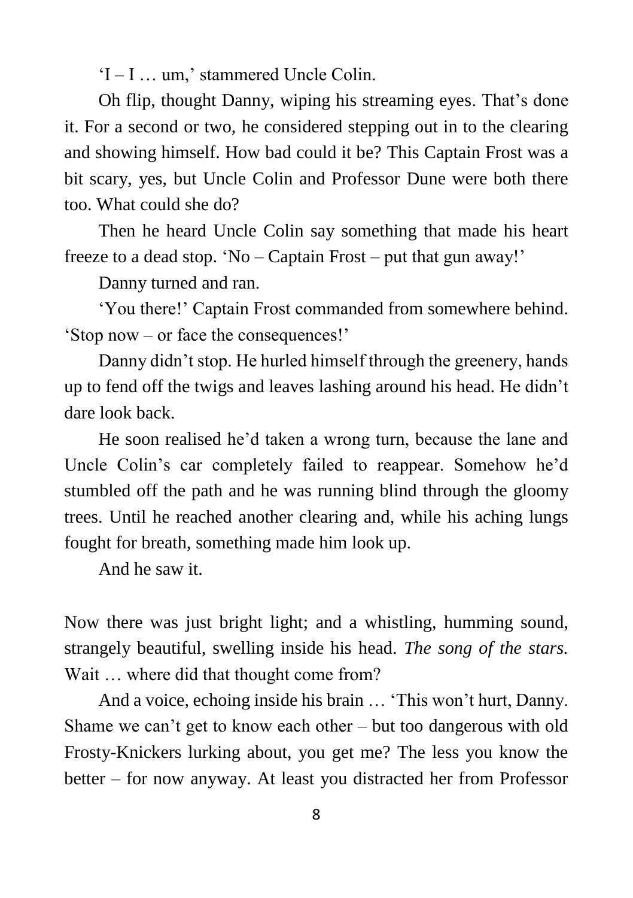'I – I … um,' stammered Uncle Colin.

Oh flip, thought Danny, wiping his streaming eyes. That's done it. For a second or two, he considered stepping out in to the clearing and showing himself. How bad could it be? This Captain Frost was a bit scary, yes, but Uncle Colin and Professor Dune were both there too. What could she do?

Then he heard Uncle Colin say something that made his heart freeze to a dead stop. 'No – Captain Frost – put that gun away!'

Danny turned and ran.

'You there!' Captain Frost commanded from somewhere behind. 'Stop now – or face the consequences!'

Danny didn't stop. He hurled himself through the greenery, hands up to fend off the twigs and leaves lashing around his head. He didn't dare look back.

He soon realised he'd taken a wrong turn, because the lane and Uncle Colin's car completely failed to reappear. Somehow he'd stumbled off the path and he was running blind through the gloomy trees. Until he reached another clearing and, while his aching lungs fought for breath, something made him look up.

And he saw it.

Now there was just bright light; and a whistling, humming sound, strangely beautiful, swelling inside his head. *The song of the stars.* Wait … where did that thought come from?

And a voice, echoing inside his brain … 'This won't hurt, Danny. Shame we can't get to know each other – but too dangerous with old Frosty-Knickers lurking about, you get me? The less you know the better – for now anyway. At least you distracted her from Professor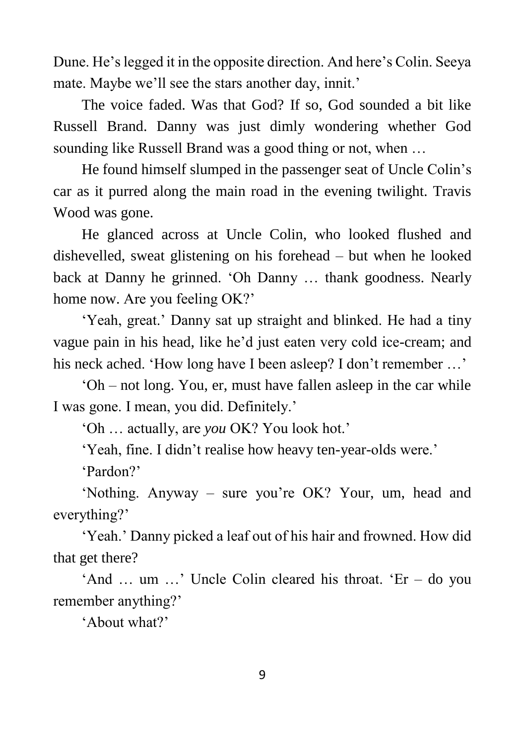Dune. He's legged it in the opposite direction. And here's Colin. Seeya mate. Maybe we'll see the stars another day, innit.'

The voice faded. Was that God? If so, God sounded a bit like Russell Brand. Danny was just dimly wondering whether God sounding like Russell Brand was a good thing or not, when …

He found himself slumped in the passenger seat of Uncle Colin's car as it purred along the main road in the evening twilight. Travis Wood was gone.

He glanced across at Uncle Colin, who looked flushed and dishevelled, sweat glistening on his forehead – but when he looked back at Danny he grinned. 'Oh Danny … thank goodness. Nearly home now. Are you feeling OK?'

'Yeah, great.' Danny sat up straight and blinked. He had a tiny vague pain in his head, like he'd just eaten very cold ice-cream; and his neck ached. 'How long have I been asleep? I don't remember …'

'Oh – not long. You, er, must have fallen asleep in the car while I was gone. I mean, you did. Definitely.'

'Oh … actually, are *you* OK? You look hot.'

'Yeah, fine. I didn't realise how heavy ten-year-olds were.'

'Pardon?'

'Nothing. Anyway – sure you're OK? Your, um, head and everything?'

'Yeah.' Danny picked a leaf out of his hair and frowned. How did that get there?

'And … um …' Uncle Colin cleared his throat. 'Er – do you remember anything?'

'About what?'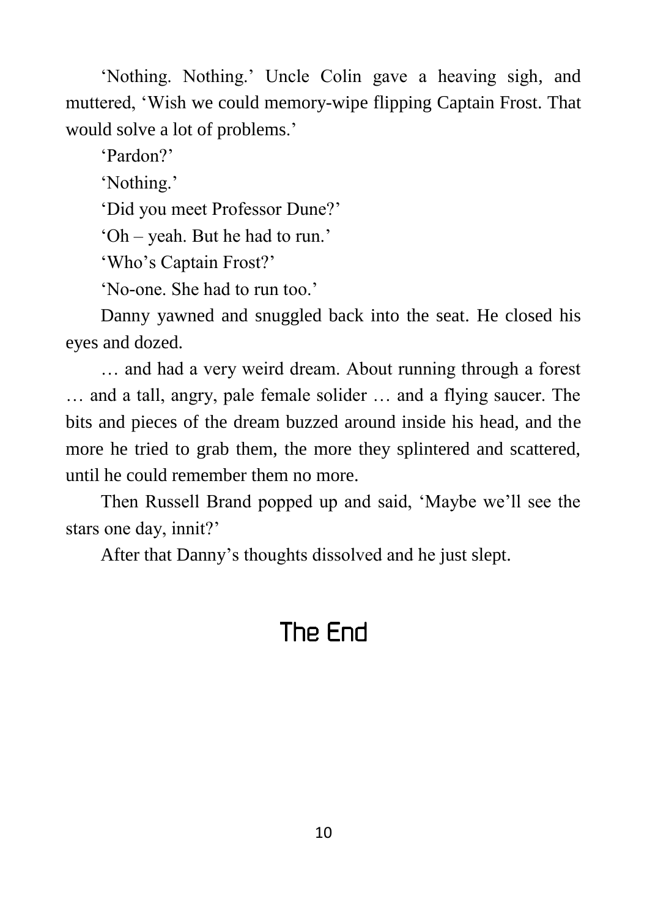'Nothing. Nothing.' Uncle Colin gave a heaving sigh, and muttered, 'Wish we could memory-wipe flipping Captain Frost. That would solve a lot of problems.'

'Pardon?'

'Nothing.'

'Did you meet Professor Dune?'

'Oh – yeah. But he had to run.'

'Who's Captain Frost?'

'No-one. She had to run too.'

Danny yawned and snuggled back into the seat. He closed his eyes and dozed.

… and had a very weird dream. About running through a forest … and a tall, angry, pale female solider … and a flying saucer. The bits and pieces of the dream buzzed around inside his head, and the more he tried to grab them, the more they splintered and scattered, until he could remember them no more.

Then Russell Brand popped up and said, 'Maybe we'll see the stars one day, innit?'

After that Danny's thoughts dissolved and he just slept.

# The End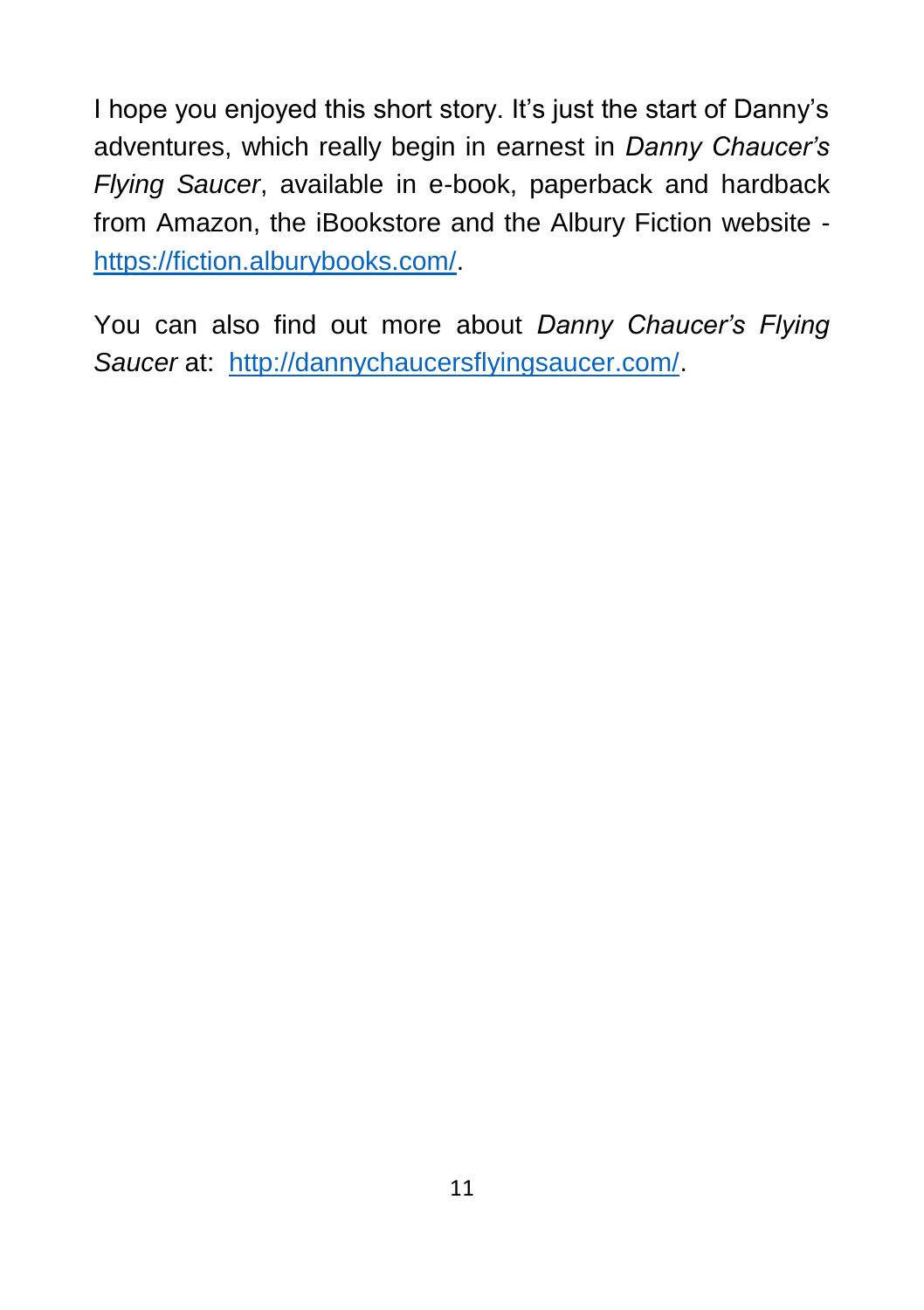I hope you enjoyed this short story. It's just the start of Danny's adventures, which really begin in earnest in *Danny Chaucer's Flying Saucer*, available in e-book, paperback and hardback from Amazon, the iBookstore and the Albury Fiction website - https://fiction.alburybooks.com/.

You can also find out more about *Danny Chaucer's Flying Saucer* at: http://dannychaucersflyingsaucer.com/.